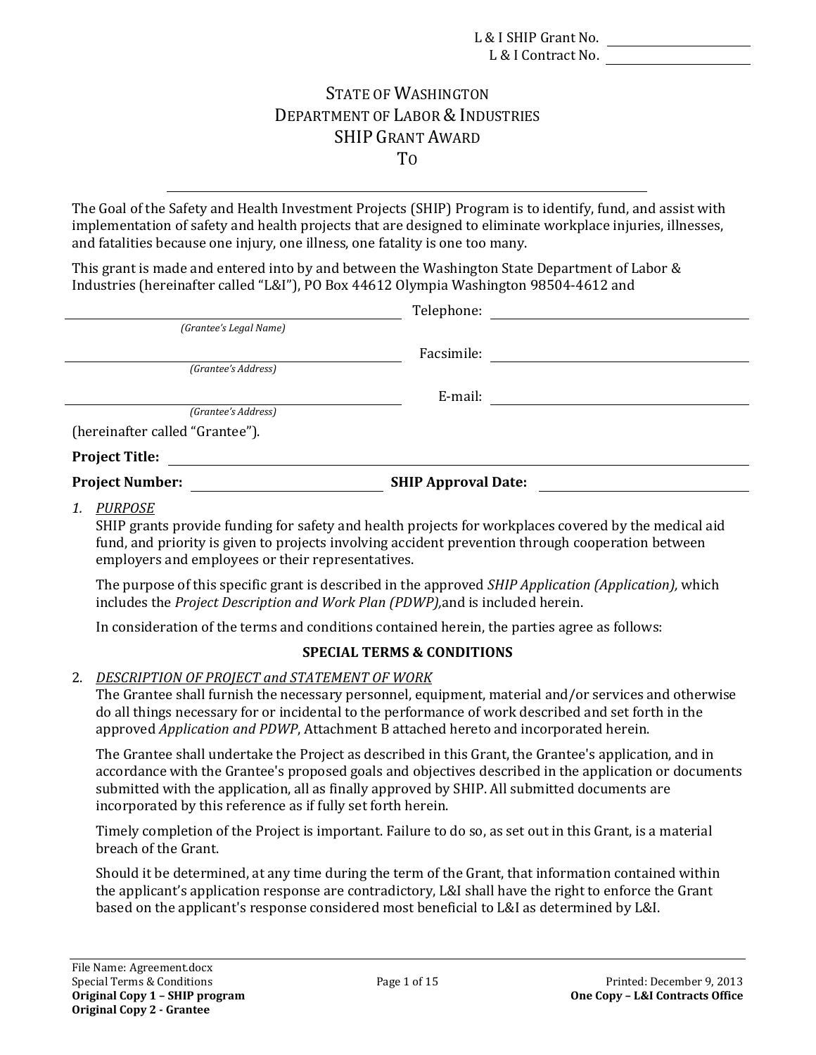L & I SHIP Grant No. ____________
L & I Contract No. ____________

# STATE OF WASHINGTON
# DEPARTMENT OF LABOR & INDUSTRIES
# SHIP GRANT AWARD
# TO

______________________________________________

The Goal of the Safety and Health Investment Projects (SHIP) Program is to identify, fund, and assist with implementation of safety and health projects that are designed to eliminate workplace injuries, illnesses, and fatalities because one injury, one illness, one fatality is one too many.

This grant is made and entered into by and between the Washington State Department of Labor & Industries (hereinafter called "L&I"), PO Box 44612 Olympia Washington 98504-4612 and

| | |
|---|---|
| ______________________ *(Grantee's Legal Name)* | Telephone: ______________ |
| ______________________ *(Grantee's Address)* | Facsimile: ______________ |
| ______________________ *(Grantee's Address)* | E-mail: ______________ |

(hereinafter called "Grantee").

**Project Title:** ______________________________

**Project Number:** ______________ **SHIP Approval Date:** ______________

1. *PURPOSE*

   SHIP grants provide funding for safety and health projects for workplaces covered by the medical aid fund, and priority is given to projects involving accident prevention through cooperation between employers and employees or their representatives.

   The purpose of this specific grant is described in the approved *SHIP Application (Application),* which includes the *Project Description and Work Plan (PDWP),*and is included herein.

   In consideration of the terms and conditions contained herein, the parties agree as follows:

## SPECIAL TERMS & CONDITIONS

2. *DESCRIPTION OF PROJECT and STATEMENT OF WORK*

   The Grantee shall furnish the necessary personnel, equipment, material and/or services and otherwise do all things necessary for or incidental to the performance of work described and set forth in the approved *Application and PDWP*, Attachment B attached hereto and incorporated herein.

   The Grantee shall undertake the Project as described in this Grant, the Grantee's application, and in accordance with the Grantee's proposed goals and objectives described in the application or documents submitted with the application, all as finally approved by SHIP. All submitted documents are incorporated by this reference as if fully set forth herein.

   Timely completion of the Project is important. Failure to do so, as set out in this Grant, is a material breach of the Grant.

   Should it be determined, at any time during the term of the Grant, that information contained within the applicant's application response are contradictory, L&I shall have the right to enforce the Grant based on the applicant's response considered most beneficial to L&I as determined by L&I.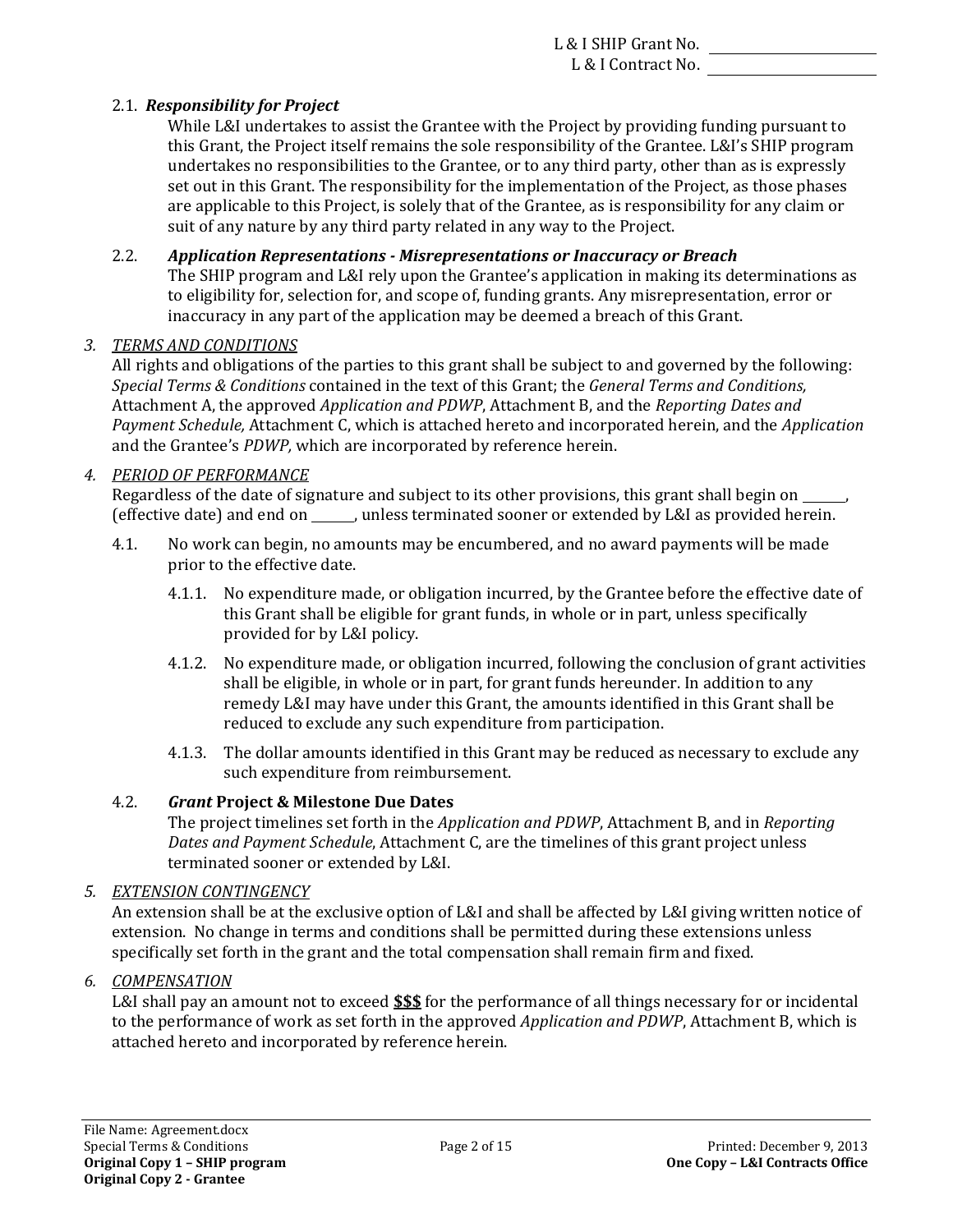### 2.1. *Responsibility for Project*

While L&I undertakes to assist the Grantee with the Project by providing funding pursuant to this Grant, the Project itself remains the sole responsibility of the Grantee. L&I's SHIP program undertakes no responsibilities to the Grantee, or to any third party, other than as is expressly set out in this Grant. The responsibility for the implementation of the Project, as those phases are applicable to this Project, is solely that of the Grantee, as is responsibility for any claim or suit of any nature by any third party related in any way to the Project.

### 2.2. *Application Representations - Misrepresentations or Inaccuracy or Breach*

The SHIP program and L&I rely upon the Grantee's application in making its determinations as to eligibility for, selection for, and scope of, funding grants. Any misrepresentation, error or inaccuracy in any part of the application may be deemed a breach of this Grant.

## *3. TERMS AND CONDITIONS*

All rights and obligations of the parties to this grant shall be subject to and governed by the following: *Special Terms & Conditions* contained in the text of this Grant; the *General Terms and Conditions,* Attachment A, the approved *Application and PDWP*, Attachment B, and the *Reporting Dates and Payment Schedule,* Attachment C, which is attached hereto and incorporated herein, and the *Application* and the Grantee's *PDWP,* which are incorporated by reference herein.

## *4. PERIOD OF PERFORMANCE*

Regardless of the date of signature and subject to its other provisions, this grant shall begin on ______, (effective date) and end on ______, unless terminated sooner or extended by L&I as provided herein.

4.1. No work can begin, no amounts may be encumbered, and no award payments will be made prior to the effective date.

4.1.1. No expenditure made, or obligation incurred, by the Grantee before the effective date of this Grant shall be eligible for grant funds, in whole or in part, unless specifically provided for by L&I policy.

4.1.2. No expenditure made, or obligation incurred, following the conclusion of grant activities shall be eligible, in whole or in part, for grant funds hereunder. In addition to any remedy L&I may have under this Grant, the amounts identified in this Grant shall be reduced to exclude any such expenditure from participation.

4.1.3. The dollar amounts identified in this Grant may be reduced as necessary to exclude any such expenditure from reimbursement.

### 4.2. ***Grant* Project & Milestone Due Dates**

The project timelines set forth in the *Application and PDWP*, Attachment B, and in *Reporting Dates and Payment Schedule*, Attachment C, are the timelines of this grant project unless terminated sooner or extended by L&I.

## *5. EXTENSION CONTINGENCY*

An extension shall be at the exclusive option of L&I and shall be affected by L&I giving written notice of extension. No change in terms and conditions shall be permitted during these extensions unless specifically set forth in the grant and the total compensation shall remain firm and fixed.

## *6. COMPENSATION*

L&I shall pay an amount not to exceed **$$$** for the performance of all things necessary for or incidental to the performance of work as set forth in the approved *Application and PDWP*, Attachment B, which is attached hereto and incorporated by reference herein.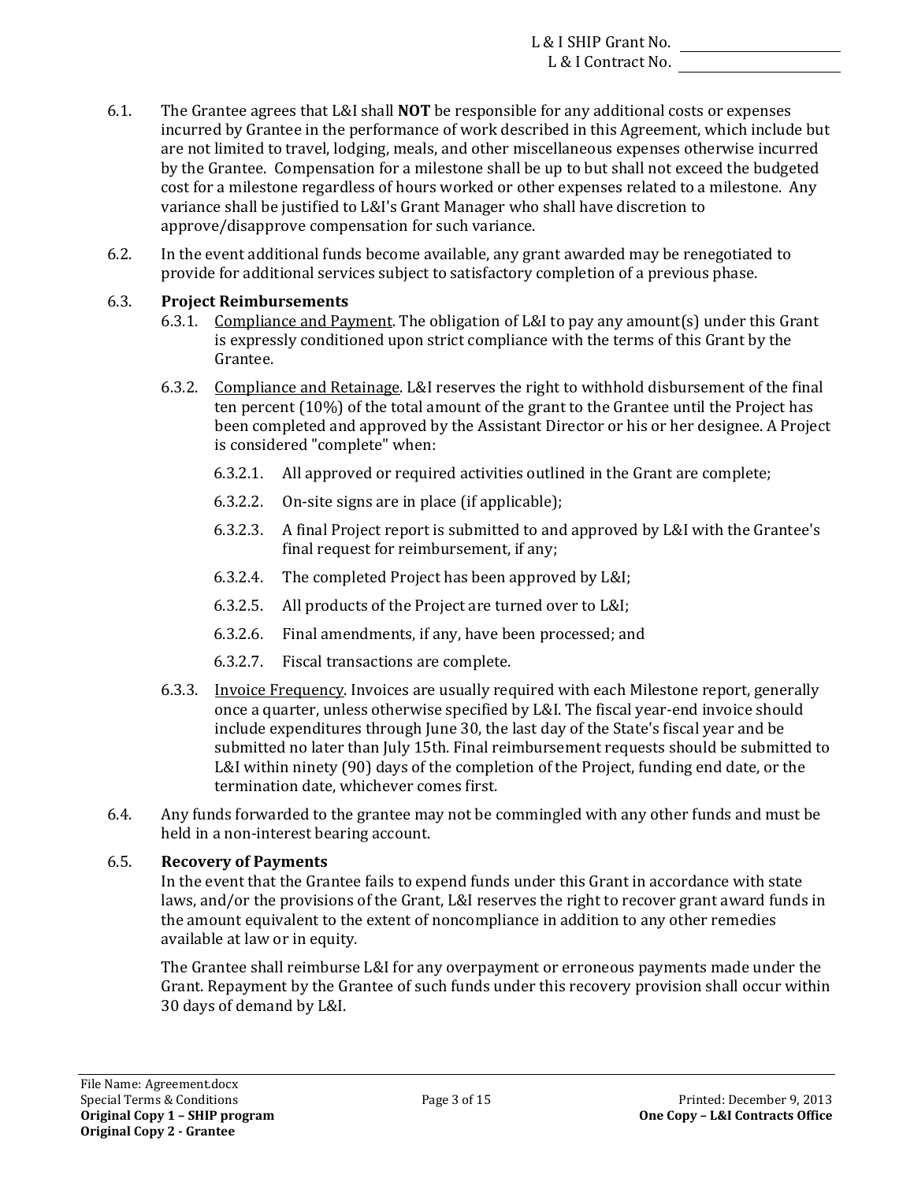6.1. The Grantee agrees that L&I shall **NOT** be responsible for any additional costs or expenses incurred by Grantee in the performance of work described in this Agreement, which include but are not limited to travel, lodging, meals, and other miscellaneous expenses otherwise incurred by the Grantee. Compensation for a milestone shall be up to but shall not exceed the budgeted cost for a milestone regardless of hours worked or other expenses related to a milestone. Any variance shall be justified to L&I's Grant Manager who shall have discretion to approve/disapprove compensation for such variance.

6.2. In the event additional funds become available, any grant awarded may be renegotiated to provide for additional services subject to satisfactory completion of a previous phase.

6.3. **Project Reimbursements**

6.3.1. Compliance and Payment. The obligation of L&I to pay any amount(s) under this Grant is expressly conditioned upon strict compliance with the terms of this Grant by the Grantee.

6.3.2. Compliance and Retainage. L&I reserves the right to withhold disbursement of the final ten percent (10%) of the total amount of the grant to the Grantee until the Project has been completed and approved by the Assistant Director or his or her designee. A Project is considered "complete" when:

6.3.2.1. All approved or required activities outlined in the Grant are complete;

6.3.2.2. On-site signs are in place (if applicable);

6.3.2.3. A final Project report is submitted to and approved by L&I with the Grantee's final request for reimbursement, if any;

6.3.2.4. The completed Project has been approved by L&I;

6.3.2.5. All products of the Project are turned over to L&I;

6.3.2.6. Final amendments, if any, have been processed; and

6.3.2.7. Fiscal transactions are complete.

6.3.3. Invoice Frequency. Invoices are usually required with each Milestone report, generally once a quarter, unless otherwise specified by L&I. The fiscal year-end invoice should include expenditures through June 30, the last day of the State's fiscal year and be submitted no later than July 15th. Final reimbursement requests should be submitted to L&I within ninety (90) days of the completion of the Project, funding end date, or the termination date, whichever comes first.

6.4. Any funds forwarded to the grantee may not be commingled with any other funds and must be held in a non-interest bearing account.

6.5. **Recovery of Payments**

In the event that the Grantee fails to expend funds under this Grant in accordance with state laws, and/or the provisions of the Grant, L&I reserves the right to recover grant award funds in the amount equivalent to the extent of noncompliance in addition to any other remedies available at law or in equity.

The Grantee shall reimburse L&I for any overpayment or erroneous payments made under the Grant. Repayment by the Grantee of such funds under this recovery provision shall occur within 30 days of demand by L&I.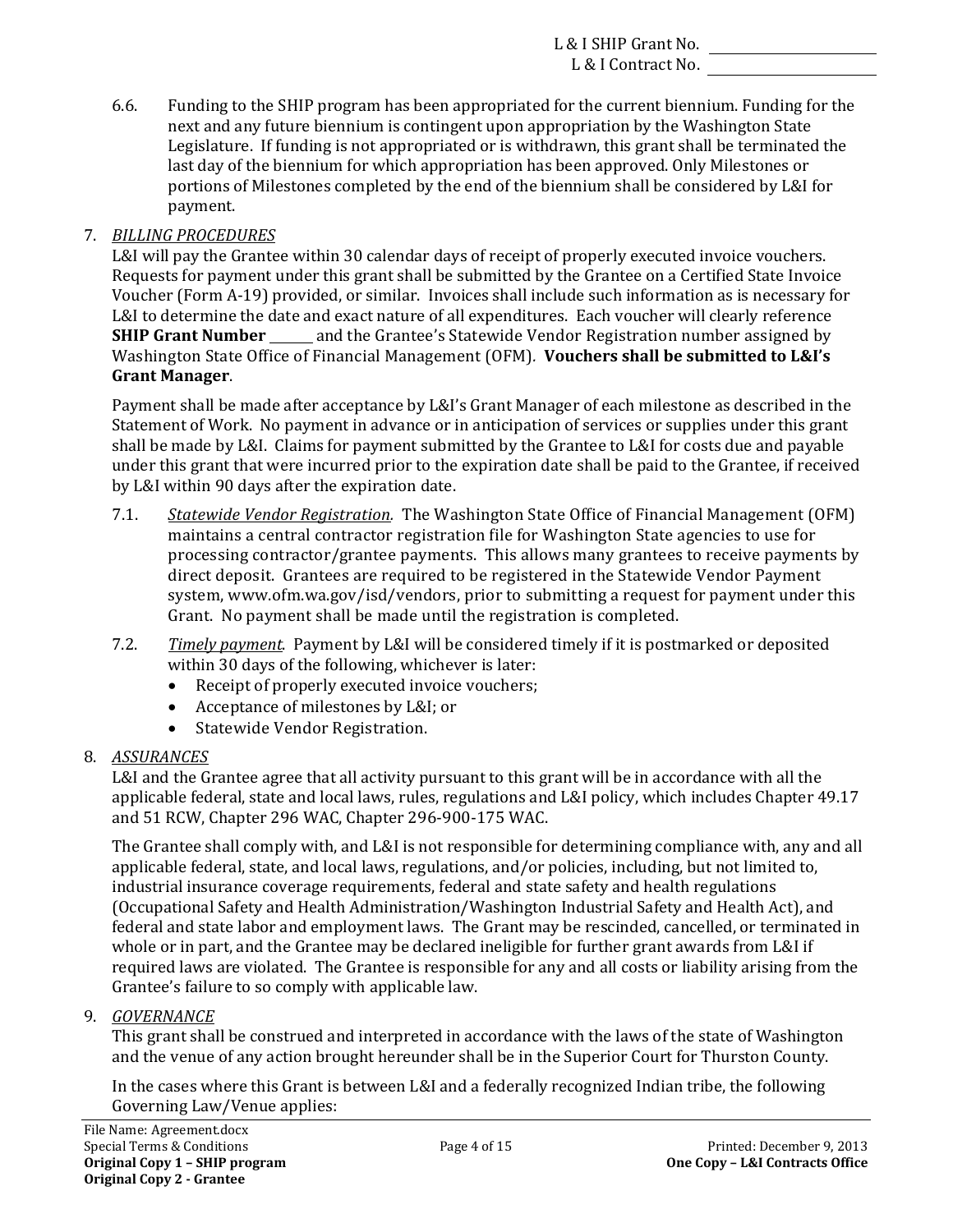6.6. Funding to the SHIP program has been appropriated for the current biennium. Funding for the next and any future biennium is contingent upon appropriation by the Washington State Legislature. If funding is not appropriated or is withdrawn, this grant shall be terminated the last day of the biennium for which appropriation has been approved. Only Milestones or portions of Milestones completed by the end of the biennium shall be considered by L&I for payment.

7. *BILLING PROCEDURES*

L&I will pay the Grantee within 30 calendar days of receipt of properly executed invoice vouchers. Requests for payment under this grant shall be submitted by the Grantee on a Certified State Invoice Voucher (Form A-19) provided, or similar. Invoices shall include such information as is necessary for L&I to determine the date and exact nature of all expenditures. Each voucher will clearly reference **SHIP Grant Number** ______ and the Grantee's Statewide Vendor Registration number assigned by Washington State Office of Financial Management (OFM). **Vouchers shall be submitted to L&I's Grant Manager**.

Payment shall be made after acceptance by L&I's Grant Manager of each milestone as described in the Statement of Work. No payment in advance or in anticipation of services or supplies under this grant shall be made by L&I. Claims for payment submitted by the Grantee to L&I for costs due and payable under this grant that were incurred prior to the expiration date shall be paid to the Grantee, if received by L&I within 90 days after the expiration date.

7.1. *Statewide Vendor Registration.* The Washington State Office of Financial Management (OFM) maintains a central contractor registration file for Washington State agencies to use for processing contractor/grantee payments. This allows many grantees to receive payments by direct deposit. Grantees are required to be registered in the Statewide Vendor Payment system, www.ofm.wa.gov/isd/vendors, prior to submitting a request for payment under this Grant. No payment shall be made until the registration is completed.

7.2. *Timely payment.* Payment by L&I will be considered timely if it is postmarked or deposited within 30 days of the following, whichever is later:

- Receipt of properly executed invoice vouchers;
- Acceptance of milestones by L&I; or
- Statewide Vendor Registration.

8. *ASSURANCES*

L&I and the Grantee agree that all activity pursuant to this grant will be in accordance with all the applicable federal, state and local laws, rules, regulations and L&I policy, which includes Chapter 49.17 and 51 RCW, Chapter 296 WAC, Chapter 296-900-175 WAC.

The Grantee shall comply with, and L&I is not responsible for determining compliance with, any and all applicable federal, state, and local laws, regulations, and/or policies, including, but not limited to, industrial insurance coverage requirements, federal and state safety and health regulations (Occupational Safety and Health Administration/Washington Industrial Safety and Health Act), and federal and state labor and employment laws. The Grant may be rescinded, cancelled, or terminated in whole or in part, and the Grantee may be declared ineligible for further grant awards from L&I if required laws are violated. The Grantee is responsible for any and all costs or liability arising from the Grantee's failure to so comply with applicable law.

9. *GOVERNANCE*

This grant shall be construed and interpreted in accordance with the laws of the state of Washington and the venue of any action brought hereunder shall be in the Superior Court for Thurston County.

In the cases where this Grant is between L&I and a federally recognized Indian tribe, the following Governing Law/Venue applies: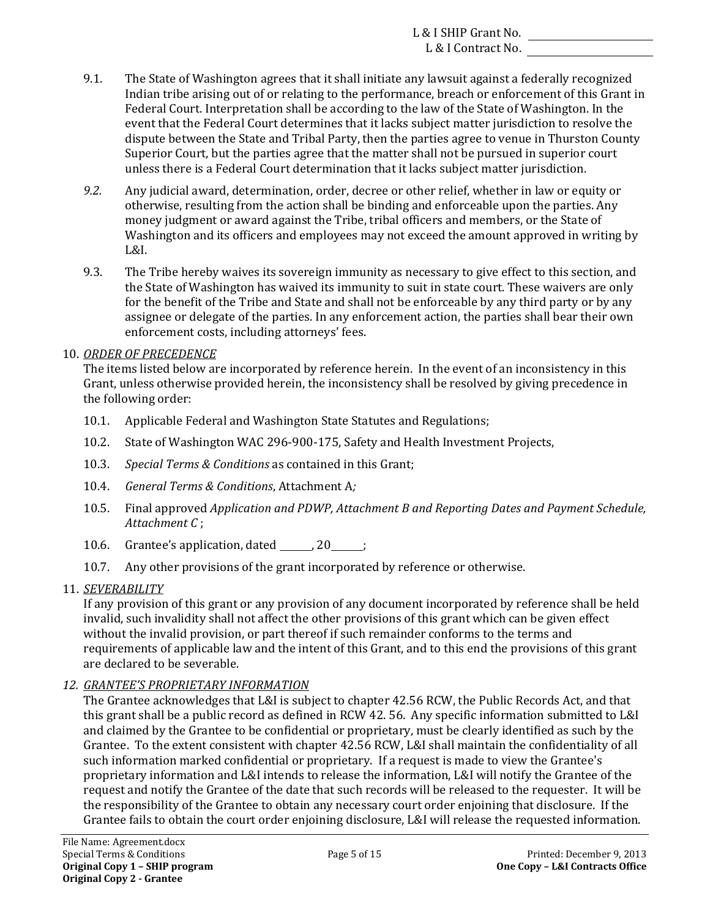9.1. The State of Washington agrees that it shall initiate any lawsuit against a federally recognized Indian tribe arising out of or relating to the performance, breach or enforcement of this Grant in Federal Court. Interpretation shall be according to the law of the State of Washington. In the event that the Federal Court determines that it lacks subject matter jurisdiction to resolve the dispute between the State and Tribal Party, then the parties agree to venue in Thurston County Superior Court, but the parties agree that the matter shall not be pursued in superior court unless there is a Federal Court determination that it lacks subject matter jurisdiction.

*9.2.* Any judicial award, determination, order, decree or other relief, whether in law or equity or otherwise, resulting from the action shall be binding and enforceable upon the parties. Any money judgment or award against the Tribe, tribal officers and members, or the State of Washington and its officers and employees may not exceed the amount approved in writing by L&I.

9.3. The Tribe hereby waives its sovereign immunity as necessary to give effect to this section, and the State of Washington has waived its immunity to suit in state court. These waivers are only for the benefit of the Tribe and State and shall not be enforceable by any third party or by any assignee or delegate of the parties. In any enforcement action, the parties shall bear their own enforcement costs, including attorneys' fees.

10. *ORDER OF PRECEDENCE*

The items listed below are incorporated by reference herein. In the event of an inconsistency in this Grant, unless otherwise provided herein, the inconsistency shall be resolved by giving precedence in the following order:

10.1. Applicable Federal and Washington State Statutes and Regulations;

10.2. State of Washington WAC 296-900-175, Safety and Health Investment Projects,

10.3. *Special Terms & Conditions* as contained in this Grant;

10.4. *General Terms & Conditions*, Attachment A*;*

10.5. Final approved *Application and PDWP, Attachment B and Reporting Dates and Payment Schedule, Attachment C* ;

10.6. Grantee's application, dated ______, 20______;

10.7. Any other provisions of the grant incorporated by reference or otherwise.

11. *SEVERABILITY*

If any provision of this grant or any provision of any document incorporated by reference shall be held invalid, such invalidity shall not affect the other provisions of this grant which can be given effect without the invalid provision, or part thereof if such remainder conforms to the terms and requirements of applicable law and the intent of this Grant, and to this end the provisions of this grant are declared to be severable.

*12. GRANTEE'S PROPRIETARY INFORMATION*

The Grantee acknowledges that L&I is subject to chapter 42.56 RCW, the Public Records Act, and that this grant shall be a public record as defined in RCW 42. 56. Any specific information submitted to L&I and claimed by the Grantee to be confidential or proprietary, must be clearly identified as such by the Grantee. To the extent consistent with chapter 42.56 RCW, L&I shall maintain the confidentiality of all such information marked confidential or proprietary. If a request is made to view the Grantee's proprietary information and L&I intends to release the information, L&I will notify the Grantee of the request and notify the Grantee of the date that such records will be released to the requester. It will be the responsibility of the Grantee to obtain any necessary court order enjoining that disclosure. If the Grantee fails to obtain the court order enjoining disclosure, L&I will release the requested information.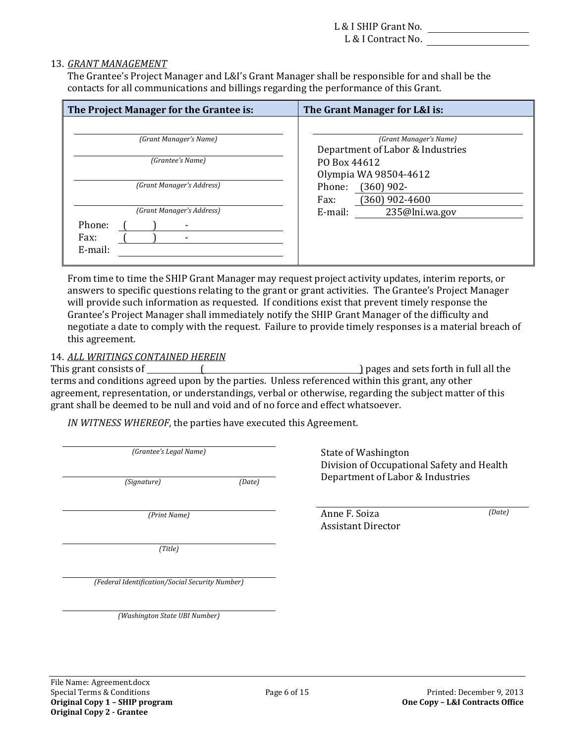L & I SHIP Grant No. ____________________
L & I Contract No. ____________________

13. *GRANT MANAGEMENT*

The Grantee's Project Manager and L&I's Grant Manager shall be responsible for and shall be the contacts for all communications and billings regarding the performance of this Grant.

| The Project Manager for the Grantee is: | The Grant Manager for L&I is: |
|---|---|
| ____________________ *(Grant Manager's Name)* | ____________________ *(Grant Manager's Name)* |
| ____________________ *(Grantee's Name)* | Department of Labor & Industries |
| ____________________ *(Grant Manager's Address)* | PO Box 44612 |
| ____________________ *(Grant Manager's Address)* | Olympia WA 98504-4612 |
| Phone: (     )     - | Phone: (360) 902- |
| Fax: (     )     - | Fax: (360) 902-4600 |
| E-mail: ____________________ | E-mail: 235@lni.wa.gov |

From time to time the SHIP Grant Manager may request project activity updates, interim reports, or answers to specific questions relating to the grant or grant activities. The Grantee's Project Manager will provide such information as requested. If conditions exist that prevent timely response the Grantee's Project Manager shall immediately notify the SHIP Grant Manager of the difficulty and negotiate a date to comply with the request. Failure to provide timely responses is a material breach of this agreement.

14. *ALL WRITINGS CONTAINED HEREIN*

This grant consists of __________ (______________________________) pages and sets forth in full all the terms and conditions agreed upon by the parties. Unless referenced within this grant, any other agreement, representation, or understandings, verbal or otherwise, regarding the subject matter of this grant shall be deemed to be null and void and of no force and effect whatsoever.

*IN WITNESS WHEREOF*, the parties have executed this Agreement.

____________________
*(Grantee's Legal Name)*

____________________
*(Signature)* *(Date)*

____________________
*(Print Name)*

____________________
*(Title)*

____________________
*(Federal Identification/Social Security Number)*

____________________
*(Washington State UBI Number)*

State of Washington
Division of Occupational Safety and Health
Department of Labor & Industries

____________________
Anne F. Soiza *(Date)*
Assistant Director

File Name: Agreement.docx
Special Terms & Conditions
**Original Copy 1 – SHIP program**
**Original Copy 2 - Grantee**
Printed: December 9, 2013
**One Copy – L&I Contracts Office**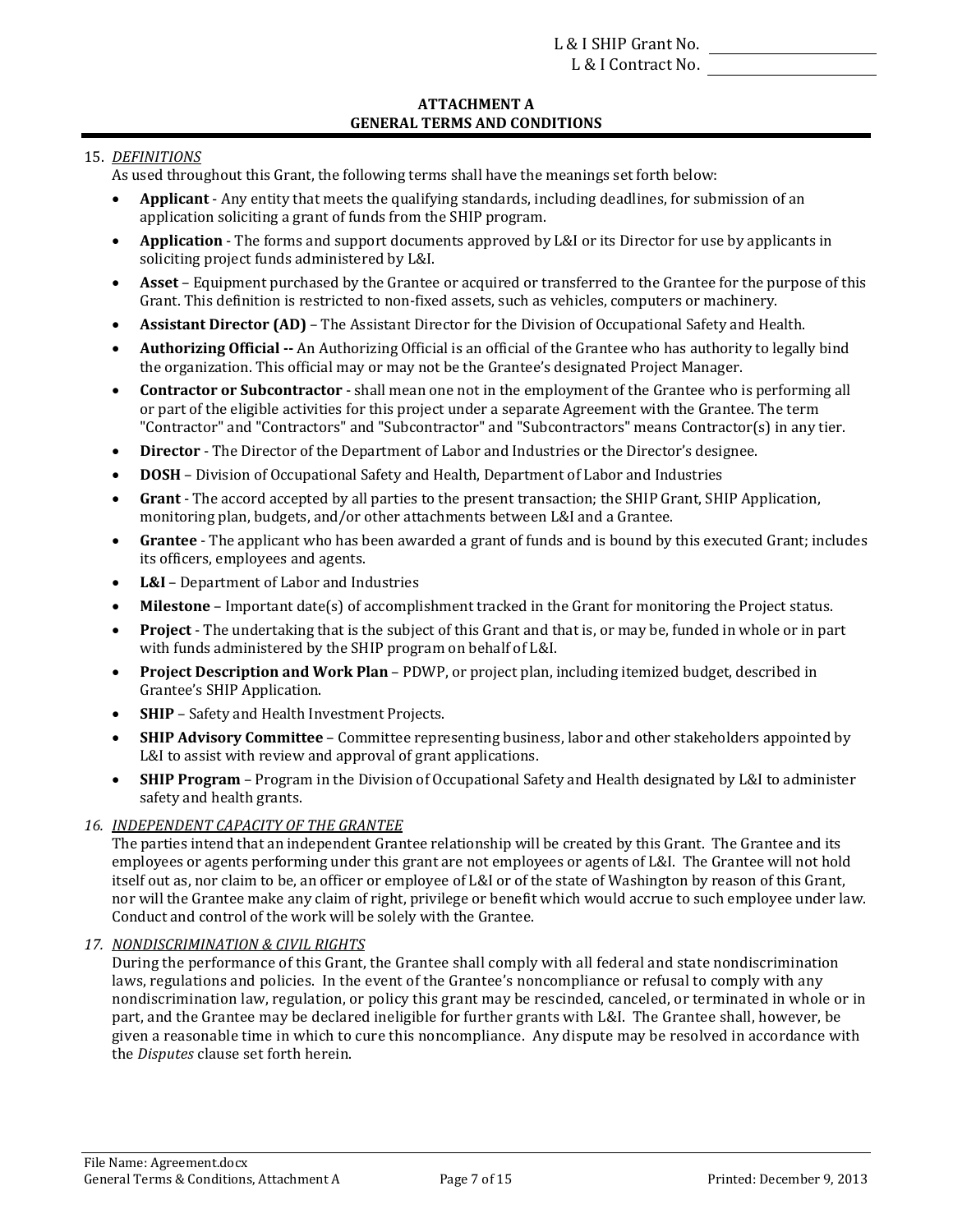L & I SHIP Grant No. ____________
L & I Contract No. ____________

## ATTACHMENT A
## GENERAL TERMS AND CONDITIONS

15. ***DEFINITIONS***
As used throughout this Grant, the following terms shall have the meanings set forth below:

- **Applicant** - Any entity that meets the qualifying standards, including deadlines, for submission of an application soliciting a grant of funds from the SHIP program.
- **Application** - The forms and support documents approved by L&I or its Director for use by applicants in soliciting project funds administered by L&I.
- **Asset** – Equipment purchased by the Grantee or acquired or transferred to the Grantee for the purpose of this Grant. This definition is restricted to non-fixed assets, such as vehicles, computers or machinery.
- **Assistant Director (AD)** – The Assistant Director for the Division of Occupational Safety and Health.
- **Authorizing Official --** An Authorizing Official is an official of the Grantee who has authority to legally bind the organization. This official may or may not be the Grantee's designated Project Manager.
- **Contractor or Subcontractor** - shall mean one not in the employment of the Grantee who is performing all or part of the eligible activities for this project under a separate Agreement with the Grantee. The term "Contractor" and "Contractors" and "Subcontractor" and "Subcontractors" means Contractor(s) in any tier.
- **Director** - The Director of the Department of Labor and Industries or the Director's designee.
- **DOSH** – Division of Occupational Safety and Health, Department of Labor and Industries
- **Grant** - The accord accepted by all parties to the present transaction; the SHIP Grant, SHIP Application, monitoring plan, budgets, and/or other attachments between L&I and a Grantee.
- **Grantee** - The applicant who has been awarded a grant of funds and is bound by this executed Grant; includes its officers, employees and agents.
- **L&I** – Department of Labor and Industries
- **Milestone** – Important date(s) of accomplishment tracked in the Grant for monitoring the Project status.
- **Project** - The undertaking that is the subject of this Grant and that is, or may be, funded in whole or in part with funds administered by the SHIP program on behalf of L&I.
- **Project Description and Work Plan** – PDWP, or project plan, including itemized budget, described in Grantee's SHIP Application.
- **SHIP** – Safety and Health Investment Projects.
- **SHIP Advisory Committee** – Committee representing business, labor and other stakeholders appointed by L&I to assist with review and approval of grant applications.
- **SHIP Program** – Program in the Division of Occupational Safety and Health designated by L&I to administer safety and health grants.

16. ***INDEPENDENT CAPACITY OF THE GRANTEE***
The parties intend that an independent Grantee relationship will be created by this Grant. The Grantee and its employees or agents performing under this grant are not employees or agents of L&I. The Grantee will not hold itself out as, nor claim to be, an officer or employee of L&I or of the state of Washington by reason of this Grant, nor will the Grantee make any claim of right, privilege or benefit which would accrue to such employee under law. Conduct and control of the work will be solely with the Grantee.

17. ***NONDISCRIMINATION & CIVIL RIGHTS***
During the performance of this Grant, the Grantee shall comply with all federal and state nondiscrimination laws, regulations and policies. In the event of the Grantee's noncompliance or refusal to comply with any nondiscrimination law, regulation, or policy this grant may be rescinded, canceled, or terminated in whole or in part, and the Grantee may be declared ineligible for further grants with L&I. The Grantee shall, however, be given a reasonable time in which to cure this noncompliance. Any dispute may be resolved in accordance with the *Disputes* clause set forth herein.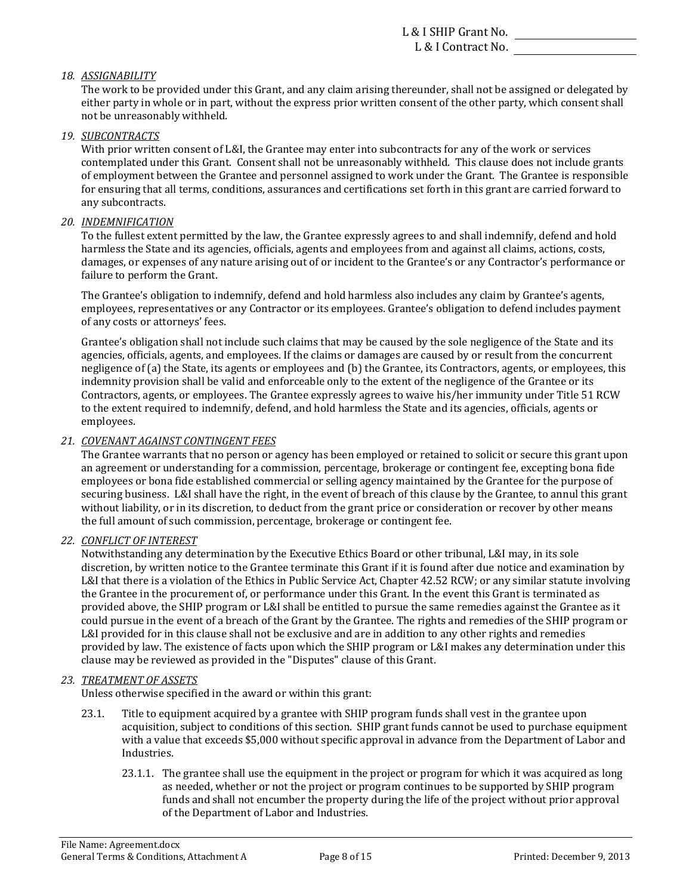*18. ASSIGNABILITY*

The work to be provided under this Grant, and any claim arising thereunder, shall not be assigned or delegated by either party in whole or in part, without the express prior written consent of the other party, which consent shall not be unreasonably withheld.

*19. SUBCONTRACTS*

With prior written consent of L&I, the Grantee may enter into subcontracts for any of the work or services contemplated under this Grant. Consent shall not be unreasonably withheld. This clause does not include grants of employment between the Grantee and personnel assigned to work under the Grant. The Grantee is responsible for ensuring that all terms, conditions, assurances and certifications set forth in this grant are carried forward to any subcontracts.

*20. INDEMNIFICATION*

To the fullest extent permitted by the law, the Grantee expressly agrees to and shall indemnify, defend and hold harmless the State and its agencies, officials, agents and employees from and against all claims, actions, costs, damages, or expenses of any nature arising out of or incident to the Grantee's or any Contractor's performance or failure to perform the Grant.

The Grantee's obligation to indemnify, defend and hold harmless also includes any claim by Grantee's agents, employees, representatives or any Contractor or its employees. Grantee's obligation to defend includes payment of any costs or attorneys' fees.

Grantee's obligation shall not include such claims that may be caused by the sole negligence of the State and its agencies, officials, agents, and employees. If the claims or damages are caused by or result from the concurrent negligence of (a) the State, its agents or employees and (b) the Grantee, its Contractors, agents, or employees, this indemnity provision shall be valid and enforceable only to the extent of the negligence of the Grantee or its Contractors, agents, or employees. The Grantee expressly agrees to waive his/her immunity under Title 51 RCW to the extent required to indemnify, defend, and hold harmless the State and its agencies, officials, agents or employees.

*21. COVENANT AGAINST CONTINGENT FEES*

The Grantee warrants that no person or agency has been employed or retained to solicit or secure this grant upon an agreement or understanding for a commission, percentage, brokerage or contingent fee, excepting bona fide employees or bona fide established commercial or selling agency maintained by the Grantee for the purpose of securing business. L&I shall have the right, in the event of breach of this clause by the Grantee, to annul this grant without liability, or in its discretion, to deduct from the grant price or consideration or recover by other means the full amount of such commission, percentage, brokerage or contingent fee.

*22. CONFLICT OF INTEREST*

Notwithstanding any determination by the Executive Ethics Board or other tribunal, L&I may, in its sole discretion, by written notice to the Grantee terminate this Grant if it is found after due notice and examination by L&I that there is a violation of the Ethics in Public Service Act, Chapter 42.52 RCW; or any similar statute involving the Grantee in the procurement of, or performance under this Grant. In the event this Grant is terminated as provided above, the SHIP program or L&I shall be entitled to pursue the same remedies against the Grantee as it could pursue in the event of a breach of the Grant by the Grantee. The rights and remedies of the SHIP program or L&I provided for in this clause shall not be exclusive and are in addition to any other rights and remedies provided by law. The existence of facts upon which the SHIP program or L&I makes any determination under this clause may be reviewed as provided in the "Disputes" clause of this Grant.

*23. TREATMENT OF ASSETS*

Unless otherwise specified in the award or within this grant:

23.1. Title to equipment acquired by a grantee with SHIP program funds shall vest in the grantee upon acquisition, subject to conditions of this section. SHIP grant funds cannot be used to purchase equipment with a value that exceeds $5,000 without specific approval in advance from the Department of Labor and Industries.

23.1.1. The grantee shall use the equipment in the project or program for which it was acquired as long as needed, whether or not the project or program continues to be supported by SHIP program funds and shall not encumber the property during the life of the project without prior approval of the Department of Labor and Industries.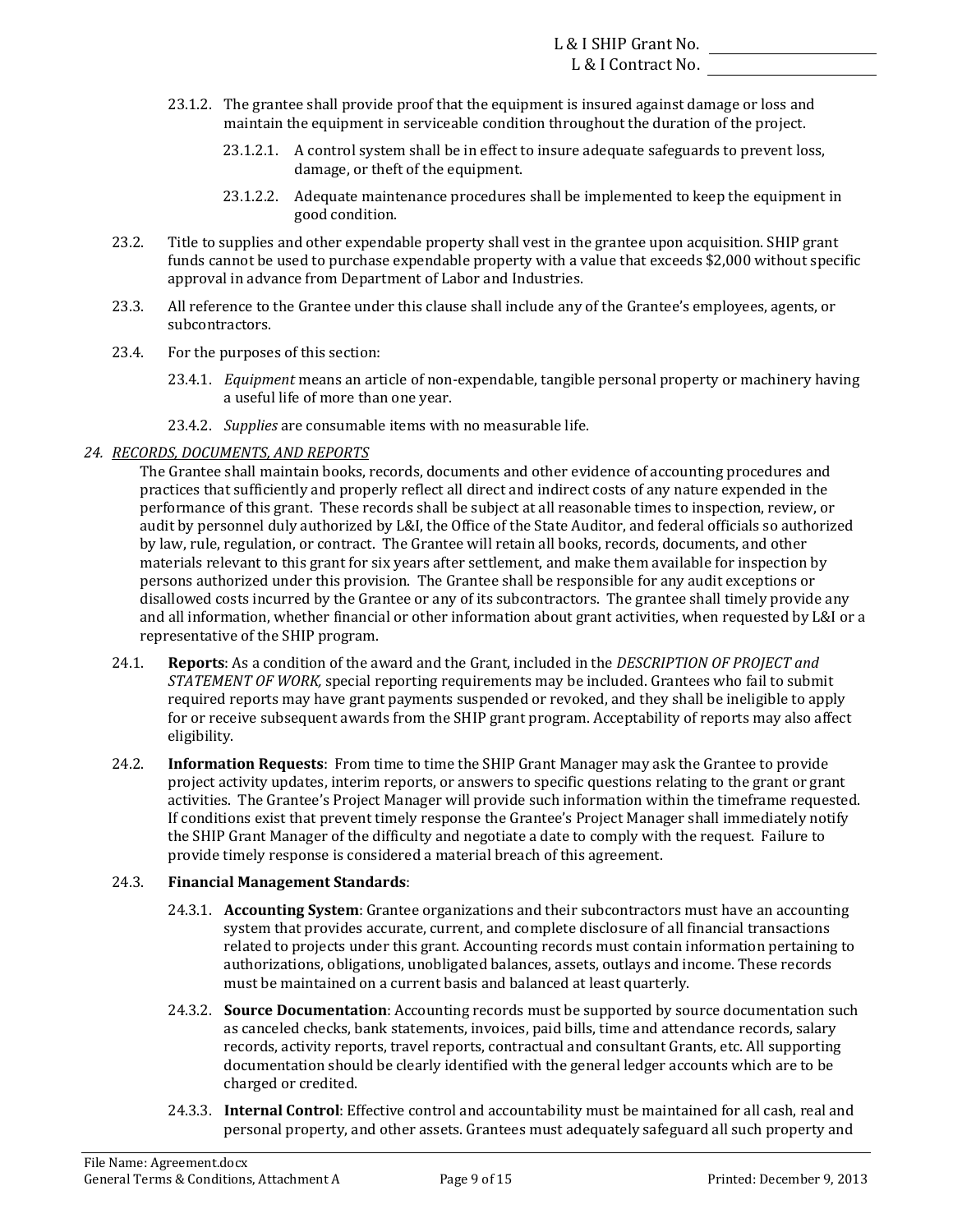23.1.2. The grantee shall provide proof that the equipment is insured against damage or loss and maintain the equipment in serviceable condition throughout the duration of the project.

23.1.2.1. A control system shall be in effect to insure adequate safeguards to prevent loss, damage, or theft of the equipment.

23.1.2.2. Adequate maintenance procedures shall be implemented to keep the equipment in good condition.

23.2. Title to supplies and other expendable property shall vest in the grantee upon acquisition. SHIP grant funds cannot be used to purchase expendable property with a value that exceeds $2,000 without specific approval in advance from Department of Labor and Industries.

23.3. All reference to the Grantee under this clause shall include any of the Grantee's employees, agents, or subcontractors.

23.4. For the purposes of this section:

23.4.1. *Equipment* means an article of non-expendable, tangible personal property or machinery having a useful life of more than one year.

23.4.2. *Supplies* are consumable items with no measurable life.

## *24. RECORDS, DOCUMENTS, AND REPORTS*

The Grantee shall maintain books, records, documents and other evidence of accounting procedures and practices that sufficiently and properly reflect all direct and indirect costs of any nature expended in the performance of this grant. These records shall be subject at all reasonable times to inspection, review, or audit by personnel duly authorized by L&I, the Office of the State Auditor, and federal officials so authorized by law, rule, regulation, or contract. The Grantee will retain all books, records, documents, and other materials relevant to this grant for six years after settlement, and make them available for inspection by persons authorized under this provision. The Grantee shall be responsible for any audit exceptions or disallowed costs incurred by the Grantee or any of its subcontractors. The grantee shall timely provide any and all information, whether financial or other information about grant activities, when requested by L&I or a representative of the SHIP program.

24.1. **Reports**: As a condition of the award and the Grant, included in the *DESCRIPTION OF PROJECT and STATEMENT OF WORK,* special reporting requirements may be included. Grantees who fail to submit required reports may have grant payments suspended or revoked, and they shall be ineligible to apply for or receive subsequent awards from the SHIP grant program. Acceptability of reports may also affect eligibility.

24.2. **Information Requests**: From time to time the SHIP Grant Manager may ask the Grantee to provide project activity updates, interim reports, or answers to specific questions relating to the grant or grant activities. The Grantee's Project Manager will provide such information within the timeframe requested. If conditions exist that prevent timely response the Grantee's Project Manager shall immediately notify the SHIP Grant Manager of the difficulty and negotiate a date to comply with the request. Failure to provide timely response is considered a material breach of this agreement.

24.3. **Financial Management Standards**:

24.3.1. **Accounting System**: Grantee organizations and their subcontractors must have an accounting system that provides accurate, current, and complete disclosure of all financial transactions related to projects under this grant. Accounting records must contain information pertaining to authorizations, obligations, unobligated balances, assets, outlays and income. These records must be maintained on a current basis and balanced at least quarterly.

24.3.2. **Source Documentation**: Accounting records must be supported by source documentation such as canceled checks, bank statements, invoices, paid bills, time and attendance records, salary records, activity reports, travel reports, contractual and consultant Grants, etc. All supporting documentation should be clearly identified with the general ledger accounts which are to be charged or credited.

24.3.3. **Internal Control**: Effective control and accountability must be maintained for all cash, real and personal property, and other assets. Grantees must adequately safeguard all such property and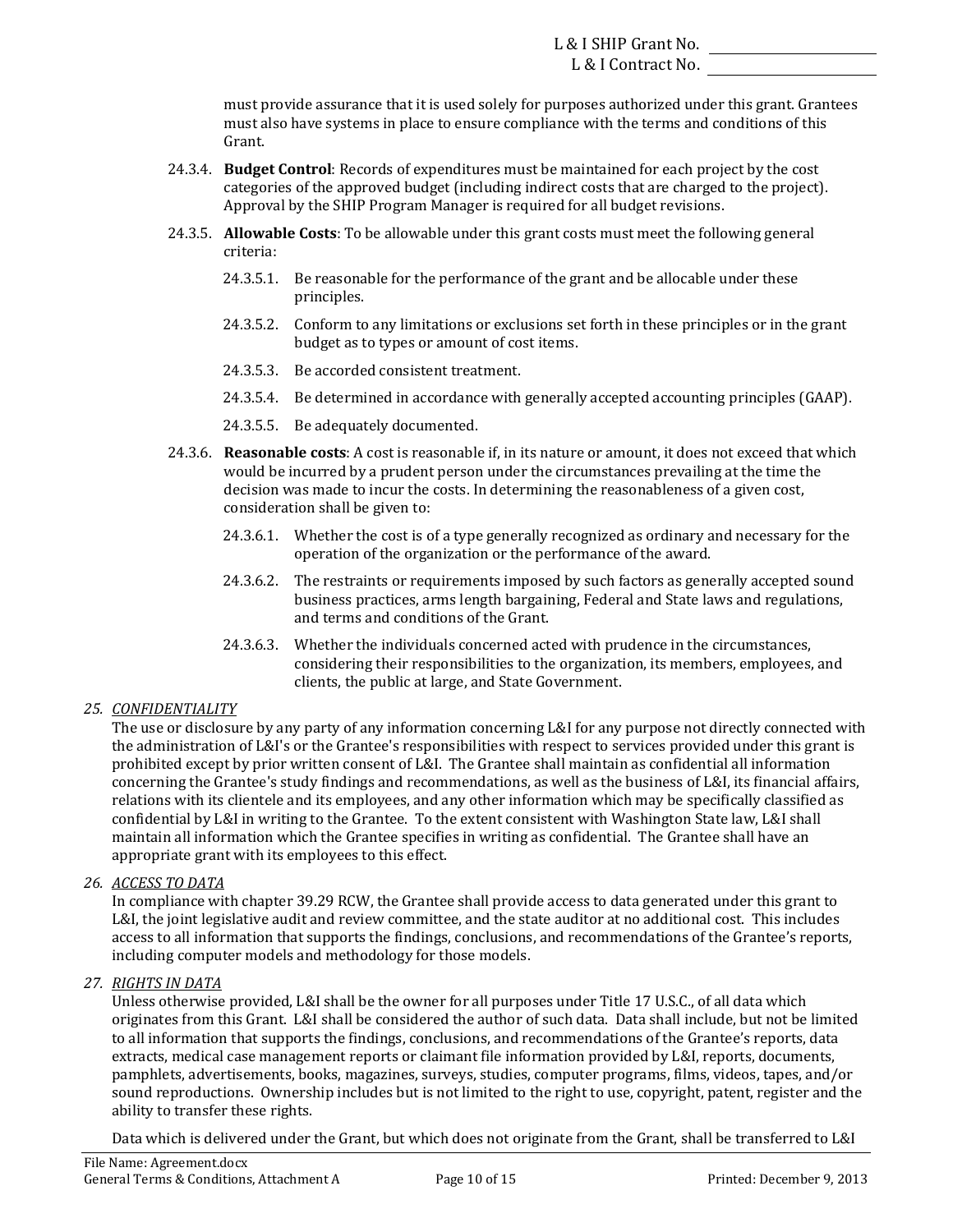must provide assurance that it is used solely for purposes authorized under this grant. Grantees must also have systems in place to ensure compliance with the terms and conditions of this Grant.

24.3.4. **Budget Control**: Records of expenditures must be maintained for each project by the cost categories of the approved budget (including indirect costs that are charged to the project). Approval by the SHIP Program Manager is required for all budget revisions.

24.3.5. **Allowable Costs**: To be allowable under this grant costs must meet the following general criteria:

24.3.5.1. Be reasonable for the performance of the grant and be allocable under these principles.

24.3.5.2. Conform to any limitations or exclusions set forth in these principles or in the grant budget as to types or amount of cost items.

24.3.5.3. Be accorded consistent treatment.

24.3.5.4. Be determined in accordance with generally accepted accounting principles (GAAP).

24.3.5.5. Be adequately documented.

24.3.6. **Reasonable costs**: A cost is reasonable if, in its nature or amount, it does not exceed that which would be incurred by a prudent person under the circumstances prevailing at the time the decision was made to incur the costs. In determining the reasonableness of a given cost, consideration shall be given to:

24.3.6.1. Whether the cost is of a type generally recognized as ordinary and necessary for the operation of the organization or the performance of the award.

24.3.6.2. The restraints or requirements imposed by such factors as generally accepted sound business practices, arms length bargaining, Federal and State laws and regulations, and terms and conditions of the Grant.

24.3.6.3. Whether the individuals concerned acted with prudence in the circumstances, considering their responsibilities to the organization, its members, employees, and clients, the public at large, and State Government.

*25. CONFIDENTIALITY*

The use or disclosure by any party of any information concerning L&I for any purpose not directly connected with the administration of L&I's or the Grantee's responsibilities with respect to services provided under this grant is prohibited except by prior written consent of L&I. The Grantee shall maintain as confidential all information concerning the Grantee's study findings and recommendations, as well as the business of L&I, its financial affairs, relations with its clientele and its employees, and any other information which may be specifically classified as confidential by L&I in writing to the Grantee. To the extent consistent with Washington State law, L&I shall maintain all information which the Grantee specifies in writing as confidential. The Grantee shall have an appropriate grant with its employees to this effect.

*26. ACCESS TO DATA*

In compliance with chapter 39.29 RCW, the Grantee shall provide access to data generated under this grant to L&I, the joint legislative audit and review committee, and the state auditor at no additional cost. This includes access to all information that supports the findings, conclusions, and recommendations of the Grantee's reports, including computer models and methodology for those models.

*27. RIGHTS IN DATA*

Unless otherwise provided, L&I shall be the owner for all purposes under Title 17 U.S.C., of all data which originates from this Grant. L&I shall be considered the author of such data. Data shall include, but not be limited to all information that supports the findings, conclusions, and recommendations of the Grantee's reports, data extracts, medical case management reports or claimant file information provided by L&I, reports, documents, pamphlets, advertisements, books, magazines, surveys, studies, computer programs, films, videos, tapes, and/or sound reproductions. Ownership includes but is not limited to the right to use, copyright, patent, register and the ability to transfer these rights.

Data which is delivered under the Grant, but which does not originate from the Grant, shall be transferred to L&I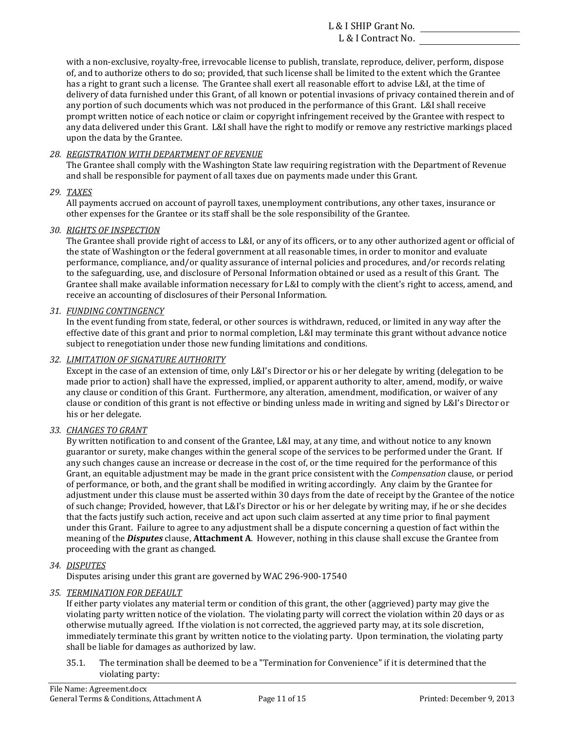with a non-exclusive, royalty-free, irrevocable license to publish, translate, reproduce, deliver, perform, dispose of, and to authorize others to do so; provided, that such license shall be limited to the extent which the Grantee has a right to grant such a license. The Grantee shall exert all reasonable effort to advise L&I, at the time of delivery of data furnished under this Grant, of all known or potential invasions of privacy contained therein and of any portion of such documents which was not produced in the performance of this Grant. L&I shall receive prompt written notice of each notice or claim or copyright infringement received by the Grantee with respect to any data delivered under this Grant. L&I shall have the right to modify or remove any restrictive markings placed upon the data by the Grantee.

28. *REGISTRATION WITH DEPARTMENT OF REVENUE*
The Grantee shall comply with the Washington State law requiring registration with the Department of Revenue and shall be responsible for payment of all taxes due on payments made under this Grant.

29. *TAXES*
All payments accrued on account of payroll taxes, unemployment contributions, any other taxes, insurance or other expenses for the Grantee or its staff shall be the sole responsibility of the Grantee.

30. *RIGHTS OF INSPECTION*
The Grantee shall provide right of access to L&I, or any of its officers, or to any other authorized agent or official of the state of Washington or the federal government at all reasonable times, in order to monitor and evaluate performance, compliance, and/or quality assurance of internal policies and procedures, and/or records relating to the safeguarding, use, and disclosure of Personal Information obtained or used as a result of this Grant. The Grantee shall make available information necessary for L&I to comply with the client's right to access, amend, and receive an accounting of disclosures of their Personal Information.

31. *FUNDING CONTINGENCY*
In the event funding from state, federal, or other sources is withdrawn, reduced, or limited in any way after the effective date of this grant and prior to normal completion, L&I may terminate this grant without advance notice subject to renegotiation under those new funding limitations and conditions.

32. *LIMITATION OF SIGNATURE AUTHORITY*
Except in the case of an extension of time, only L&I's Director or his or her delegate by writing (delegation to be made prior to action) shall have the expressed, implied, or apparent authority to alter, amend, modify, or waive any clause or condition of this Grant. Furthermore, any alteration, amendment, modification, or waiver of any clause or condition of this grant is not effective or binding unless made in writing and signed by L&I's Director or his or her delegate.

33. *CHANGES TO GRANT*
By written notification to and consent of the Grantee, L&I may, at any time, and without notice to any known guarantor or surety, make changes within the general scope of the services to be performed under the Grant. If any such changes cause an increase or decrease in the cost of, or the time required for the performance of this Grant, an equitable adjustment may be made in the grant price consistent with the *Compensation* clause, or period of performance, or both, and the grant shall be modified in writing accordingly. Any claim by the Grantee for adjustment under this clause must be asserted within 30 days from the date of receipt by the Grantee of the notice of such change; Provided, however, that L&I's Director or his or her delegate by writing may, if he or she decides that the facts justify such action, receive and act upon such claim asserted at any time prior to final payment under this Grant. Failure to agree to any adjustment shall be a dispute concerning a question of fact within the meaning of the ***Disputes*** clause, **Attachment A**. However, nothing in this clause shall excuse the Grantee from proceeding with the grant as changed.

34. *DISPUTES*
Disputes arising under this grant are governed by WAC 296-900-17540

35. *TERMINATION FOR DEFAULT*
If either party violates any material term or condition of this grant, the other (aggrieved) party may give the violating party written notice of the violation. The violating party will correct the violation within 20 days or as otherwise mutually agreed. If the violation is not corrected, the aggrieved party may, at its sole discretion, immediately terminate this grant by written notice to the violating party. Upon termination, the violating party shall be liable for damages as authorized by law.

    35.1. The termination shall be deemed to be a "Termination for Convenience" if it is determined that the violating party: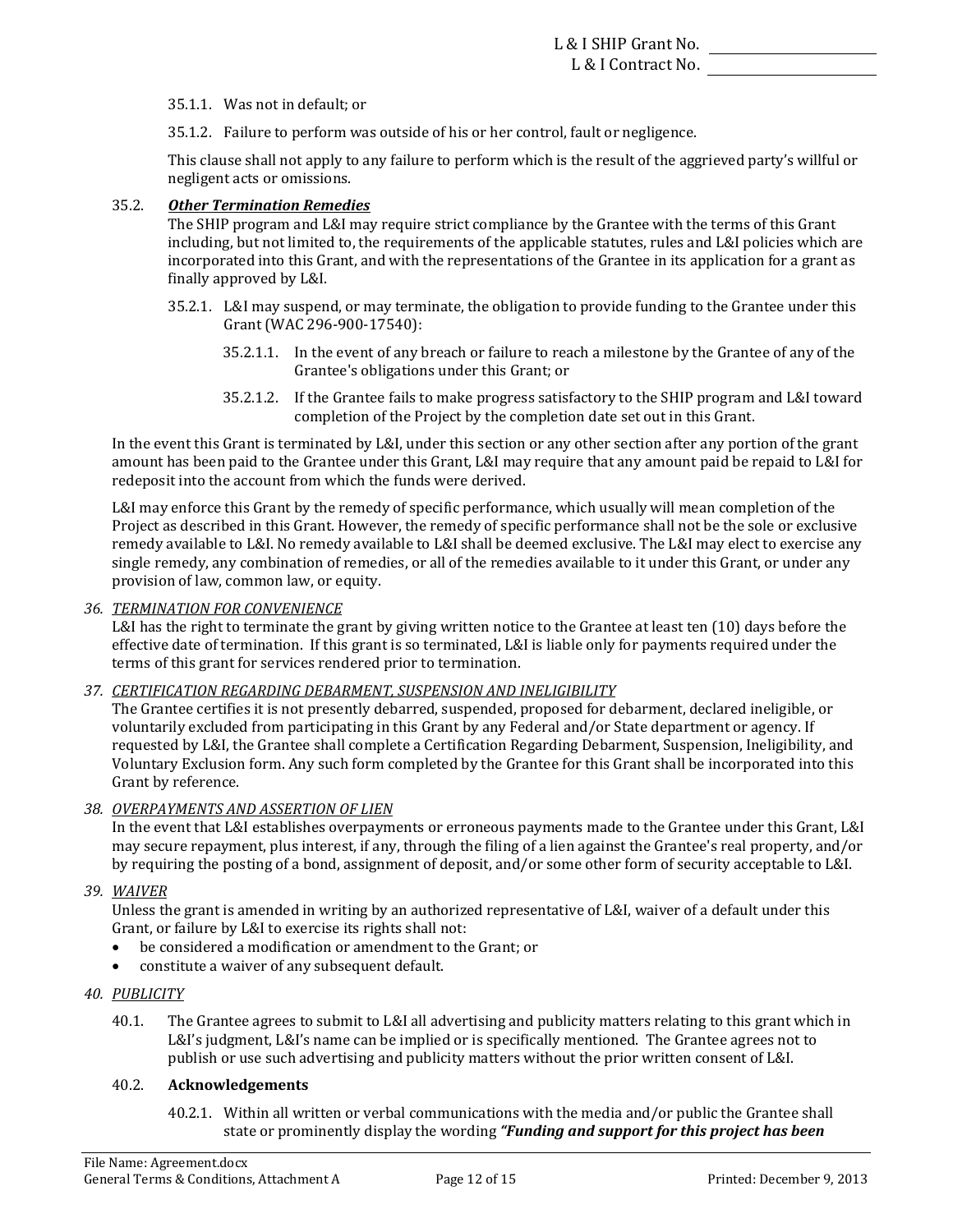35.1.1. Was not in default; or

35.1.2. Failure to perform was outside of his or her control, fault or negligence.

This clause shall not apply to any failure to perform which is the result of the aggrieved party's willful or negligent acts or omissions.

35.2. ***Other Termination Remedies***

The SHIP program and L&I may require strict compliance by the Grantee with the terms of this Grant including, but not limited to, the requirements of the applicable statutes, rules and L&I policies which are incorporated into this Grant, and with the representations of the Grantee in its application for a grant as finally approved by L&I.

35.2.1. L&I may suspend, or may terminate, the obligation to provide funding to the Grantee under this Grant (WAC 296-900-17540):

35.2.1.1. In the event of any breach or failure to reach a milestone by the Grantee of any of the Grantee's obligations under this Grant; or

35.2.1.2. If the Grantee fails to make progress satisfactory to the SHIP program and L&I toward completion of the Project by the completion date set out in this Grant.

In the event this Grant is terminated by L&I, under this section or any other section after any portion of the grant amount has been paid to the Grantee under this Grant, L&I may require that any amount paid be repaid to L&I for redeposit into the account from which the funds were derived.

L&I may enforce this Grant by the remedy of specific performance, which usually will mean completion of the Project as described in this Grant. However, the remedy of specific performance shall not be the sole or exclusive remedy available to L&I. No remedy available to L&I shall be deemed exclusive. The L&I may elect to exercise any single remedy, any combination of remedies, or all of the remedies available to it under this Grant, or under any provision of law, common law, or equity.

*36. TERMINATION FOR CONVENIENCE*

L&I has the right to terminate the grant by giving written notice to the Grantee at least ten (10) days before the effective date of termination. If this grant is so terminated, L&I is liable only for payments required under the terms of this grant for services rendered prior to termination.

*37. CERTIFICATION REGARDING DEBARMENT, SUSPENSION AND INELIGIBILITY*

The Grantee certifies it is not presently debarred, suspended, proposed for debarment, declared ineligible, or voluntarily excluded from participating in this Grant by any Federal and/or State department or agency. If requested by L&I, the Grantee shall complete a Certification Regarding Debarment, Suspension, Ineligibility, and Voluntary Exclusion form. Any such form completed by the Grantee for this Grant shall be incorporated into this Grant by reference.

*38. OVERPAYMENTS AND ASSERTION OF LIEN*

In the event that L&I establishes overpayments or erroneous payments made to the Grantee under this Grant, L&I may secure repayment, plus interest, if any, through the filing of a lien against the Grantee's real property, and/or by requiring the posting of a bond, assignment of deposit, and/or some other form of security acceptable to L&I.

*39. WAIVER*

Unless the grant is amended in writing by an authorized representative of L&I, waiver of a default under this Grant, or failure by L&I to exercise its rights shall not:

- be considered a modification or amendment to the Grant; or
- constitute a waiver of any subsequent default.

*40. PUBLICITY*

40.1. The Grantee agrees to submit to L&I all advertising and publicity matters relating to this grant which in L&I's judgment, L&I's name can be implied or is specifically mentioned. The Grantee agrees not to publish or use such advertising and publicity matters without the prior written consent of L&I.

40.2. **Acknowledgements**

40.2.1. Within all written or verbal communications with the media and/or public the Grantee shall state or prominently display the wording ***"Funding and support for this project has been***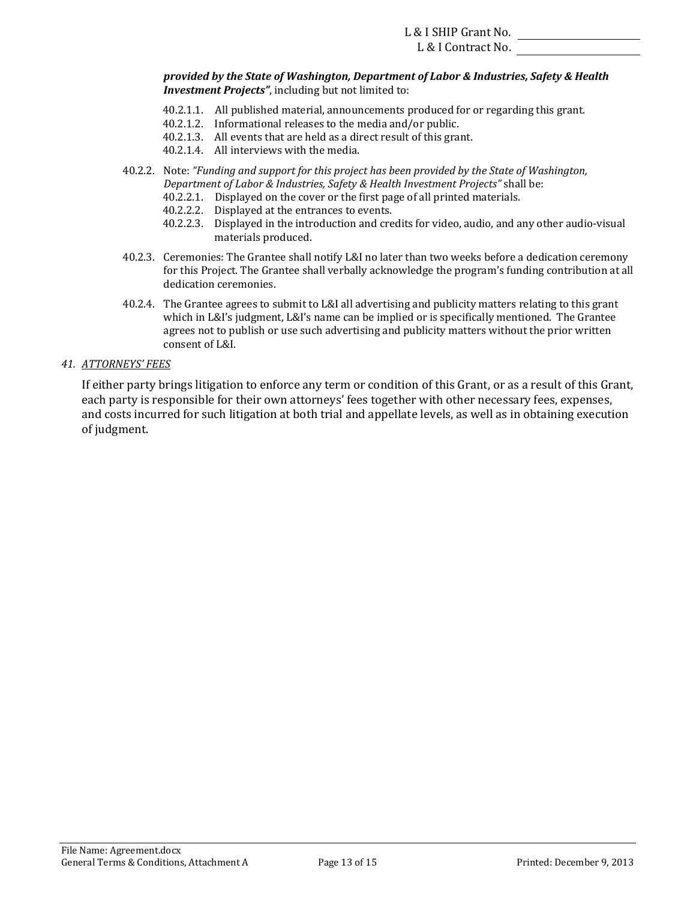***provided by the State of Washington, Department of Labor & Industries, Safety & Health Investment Projects"***, including but not limited to:

- 40.2.1.1. All published material, announcements produced for or regarding this grant.
- 40.2.1.2. Informational releases to the media and/or public.
- 40.2.1.3. All events that are held as a direct result of this grant.
- 40.2.1.4. All interviews with the media.

40.2.2. Note: *"Funding and support for this project has been provided by the State of Washington, Department of Labor & Industries, Safety & Health Investment Projects"* shall be:

- 40.2.2.1. Displayed on the cover or the first page of all printed materials.
- 40.2.2.2. Displayed at the entrances to events.
- 40.2.2.3. Displayed in the introduction and credits for video, audio, and any other audio-visual materials produced.

40.2.3. Ceremonies: The Grantee shall notify L&I no later than two weeks before a dedication ceremony for this Project. The Grantee shall verbally acknowledge the program's funding contribution at all dedication ceremonies.

40.2.4. The Grantee agrees to submit to L&I all advertising and publicity matters relating to this grant which in L&I's judgment, L&I's name can be implied or is specifically mentioned. The Grantee agrees not to publish or use such advertising and publicity matters without the prior written consent of L&I.

## 41. ATTORNEYS' FEES

If either party brings litigation to enforce any term or condition of this Grant, or as a result of this Grant, each party is responsible for their own attorneys' fees together with other necessary fees, expenses, and costs incurred for such litigation at both trial and appellate levels, as well as in obtaining execution of judgment.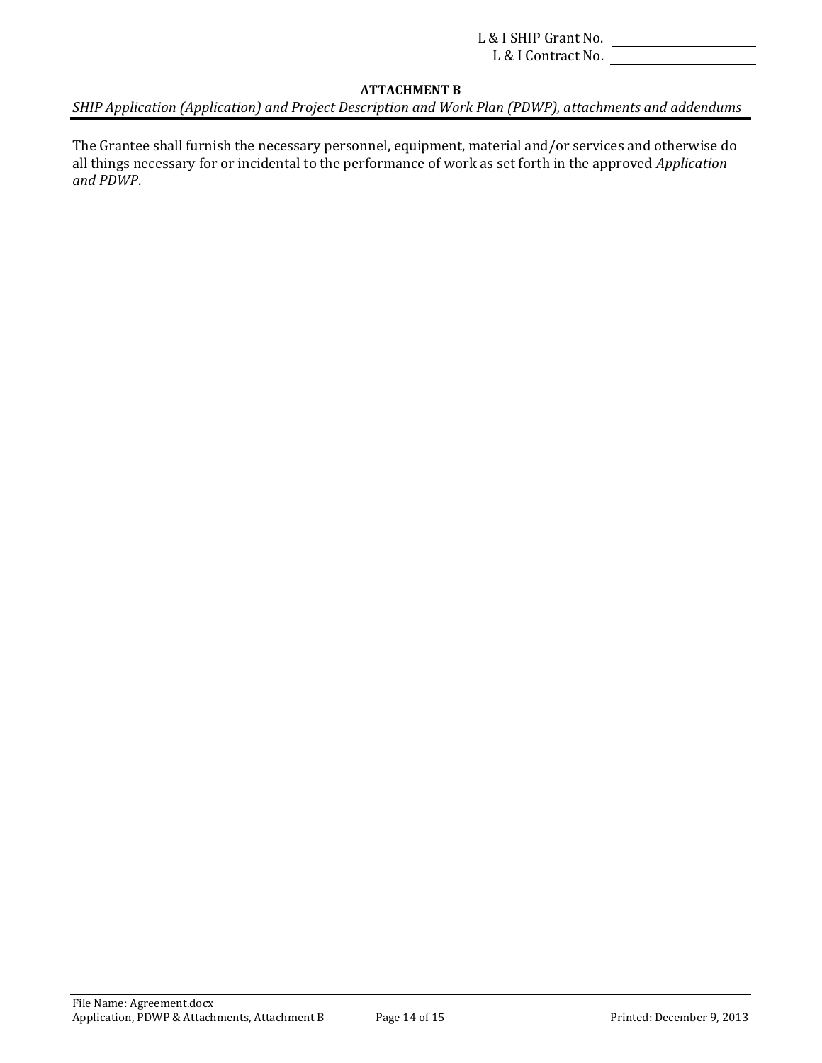L & I SHIP Grant No. ____________________
L & I Contract No. ____________________

## ATTACHMENT B

*SHIP Application (Application) and Project Description and Work Plan (PDWP), attachments and addendums*

---

The Grantee shall furnish the necessary personnel, equipment, material and/or services and otherwise do all things necessary for or incidental to the performance of work as set forth in the approved *Application and PDWP*.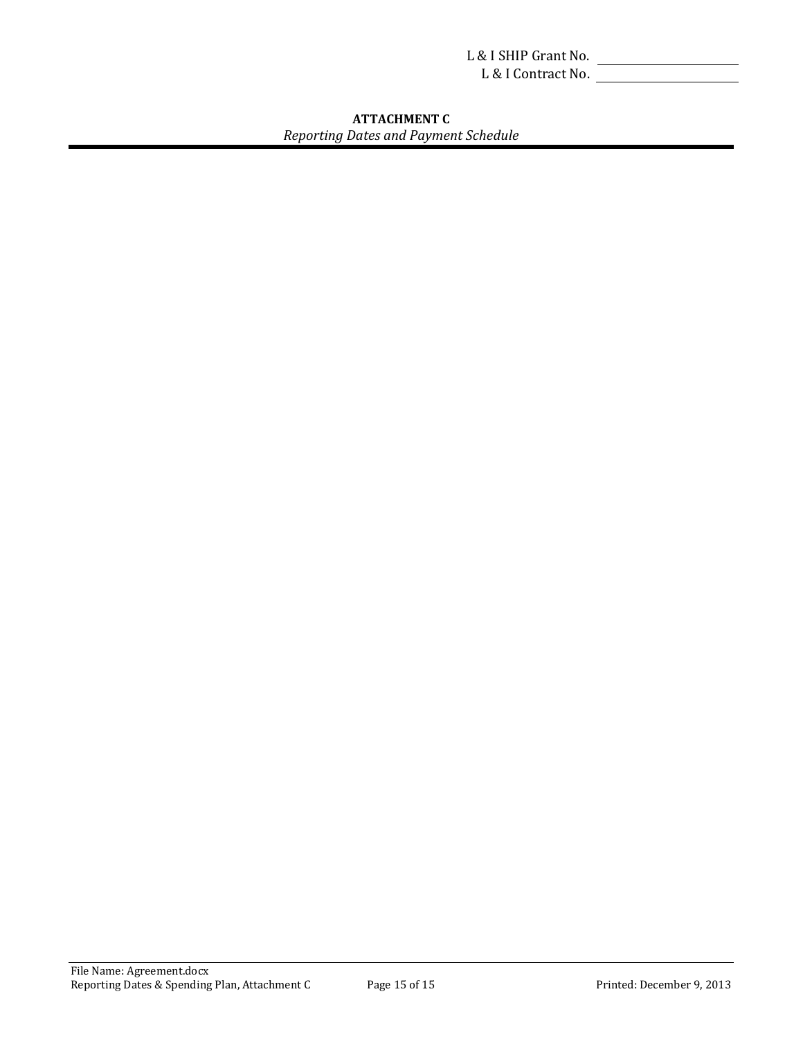L & I SHIP Grant No. ____________________

L & I Contract No. ____________________

## ATTACHMENT C

*Reporting Dates and Payment Schedule*